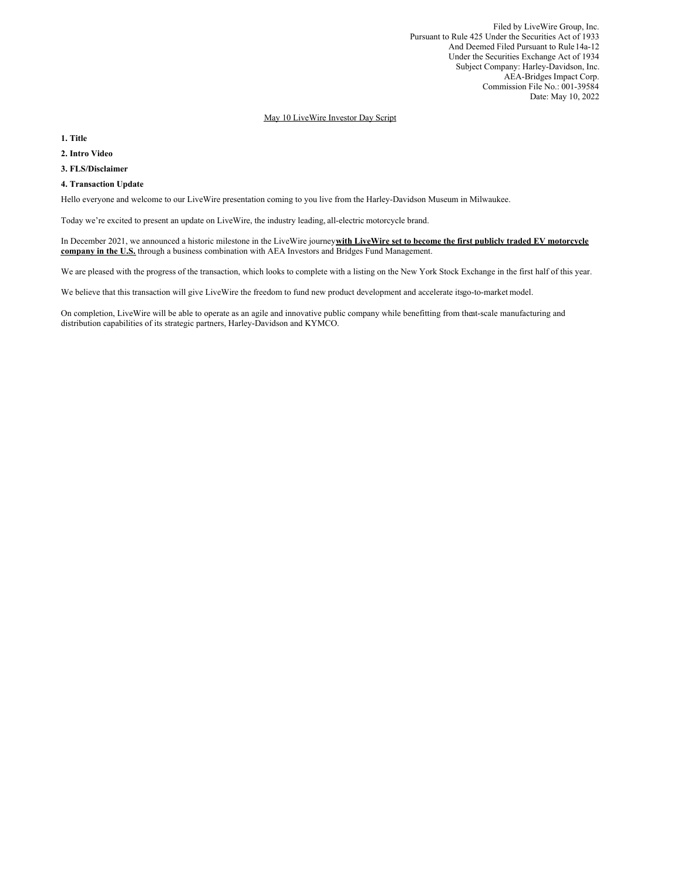Filed by LiveWire Group, Inc.
Pursuant to Rule 425 Under the Securities Act of 1933
And Deemed Filed Pursuant to Rule 14a-12
Under the Securities Exchange Act of 1934
Subject Company: Harley-Davidson, Inc.
AEA-Bridges Impact Corp.
Commission File No.: 001-39584
Date: May 10, 2022

May 10 LiveWire Investor Day Script

**1. Title**

**2. Intro Video**

**3. FLS/Disclaimer**

**4. Transaction Update**

Hello everyone and welcome to our LiveWire presentation coming to you live from the Harley-Davidson Museum in Milwaukee.

Today we're excited to present an update on LiveWire, the industry leading, all-electric motorcycle brand.

In December 2021, we announced a historic milestone in the LiveWire journey **with LiveWire set to become the first publicly traded EV motorcycle company in the U.S.** through a business combination with AEA Investors and Bridges Fund Management.

We are pleased with the progress of the transaction, which looks to complete with a listing on the New York Stock Exchange in the first half of this year.

We believe that this transaction will give LiveWire the freedom to fund new product development and accelerate its go-to-market model.

On completion, LiveWire will be able to operate as an agile and innovative public company while benefitting from the at-scale manufacturing and distribution capabilities of its strategic partners, Harley-Davidson and KYMCO.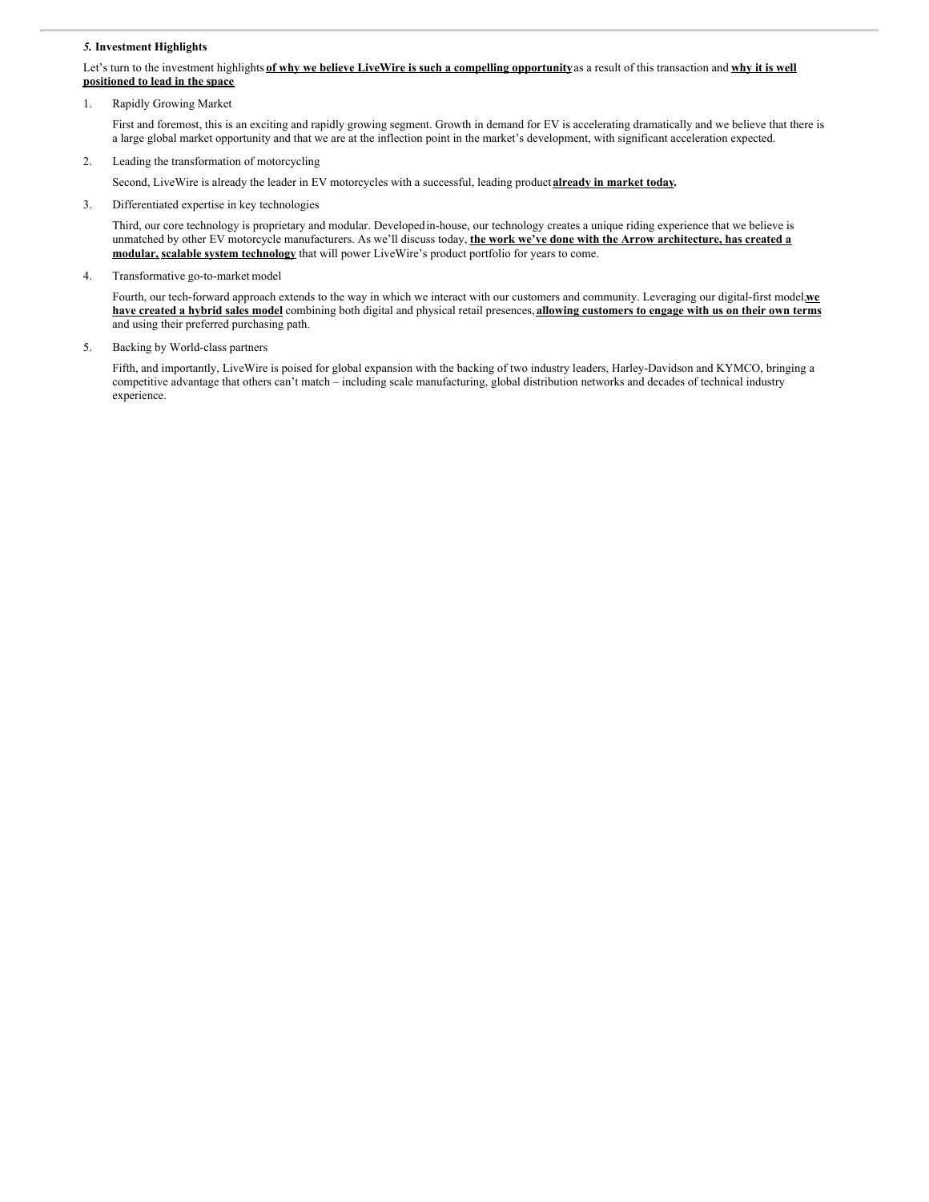### *5.* **Investment Highlights**

Let's turn to the investment highlights **of why we believe LiveWire is such a compelling opportunity** as a result of this transaction and **why it is well positioned to lead in the space**

1. Rapidly Growing Market

   First and foremost, this is an exciting and rapidly growing segment. Growth in demand for EV is accelerating dramatically and we believe that there is a large global market opportunity and that we are at the inflection point in the market's development, with significant acceleration expected.

2. Leading the transformation of motorcycling

   Second, LiveWire is already the leader in EV motorcycles with a successful, leading product **already in market today.**

3. Differentiated expertise in key technologies

   Third, our core technology is proprietary and modular. Developed in-house, our technology creates a unique riding experience that we believe is unmatched by other EV motorcycle manufacturers. As we'll discuss today, **the work we've done with the Arrow architecture, has created a modular, scalable system technology** that will power LiveWire's product portfolio for years to come.

4. Transformative go-to-market model

   Fourth, our tech-forward approach extends to the way in which we interact with our customers and community. Leveraging our digital-first model, **we have created a hybrid sales model** combining both digital and physical retail presences, **allowing customers to engage with us on their own terms** and using their preferred purchasing path.

5. Backing by World-class partners

   Fifth, and importantly, LiveWire is poised for global expansion with the backing of two industry leaders, Harley-Davidson and KYMCO, bringing a competitive advantage that others can't match – including scale manufacturing, global distribution networks and decades of technical industry experience.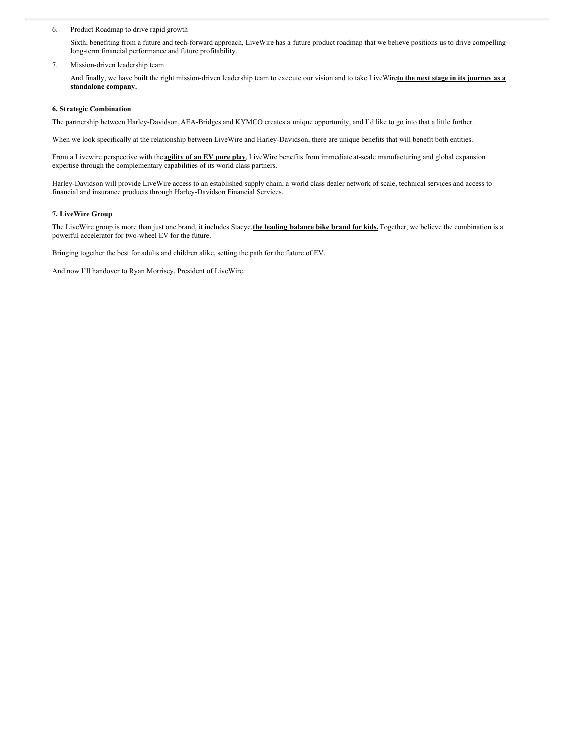6. Product Roadmap to drive rapid growth

   Sixth, benefiting from a future and tech-forward approach, LiveWire has a future product roadmap that we believe positions us to drive compelling long-term financial performance and future profitability.

7. Mission-driven leadership team

   And finally, we have built the right mission-driven leadership team to execute our vision and to take LiveWire **<u>to the next stage in its journey as a standalone company</u>.**

**6. Strategic Combination**

The partnership between Harley-Davidson, AEA-Bridges and KYMCO creates a unique opportunity, and I'd like to go into that a little further.

When we look specifically at the relationship between LiveWire and Harley-Davidson, there are unique benefits that will benefit both entities.

From a Livewire perspective with the **<u>agility of an EV pure play</u>**, LiveWire benefits from immediate at-scale manufacturing and global expansion expertise through the complementary capabilities of its world class partners.

Harley-Davidson will provide LiveWire access to an established supply chain, a world class dealer network of scale, technical services and access to financial and insurance products through Harley-Davidson Financial Services.

**7. LiveWire Group**

The LiveWire group is more than just one brand, it includes Stacyc, **<u>the leading balance bike brand for kids.</u>** Together, we believe the combination is a powerful accelerator for two-wheel EV for the future.

Bringing together the best for adults and children alike, setting the path for the future of EV.

And now I'll handover to Ryan Morrisey, President of LiveWire.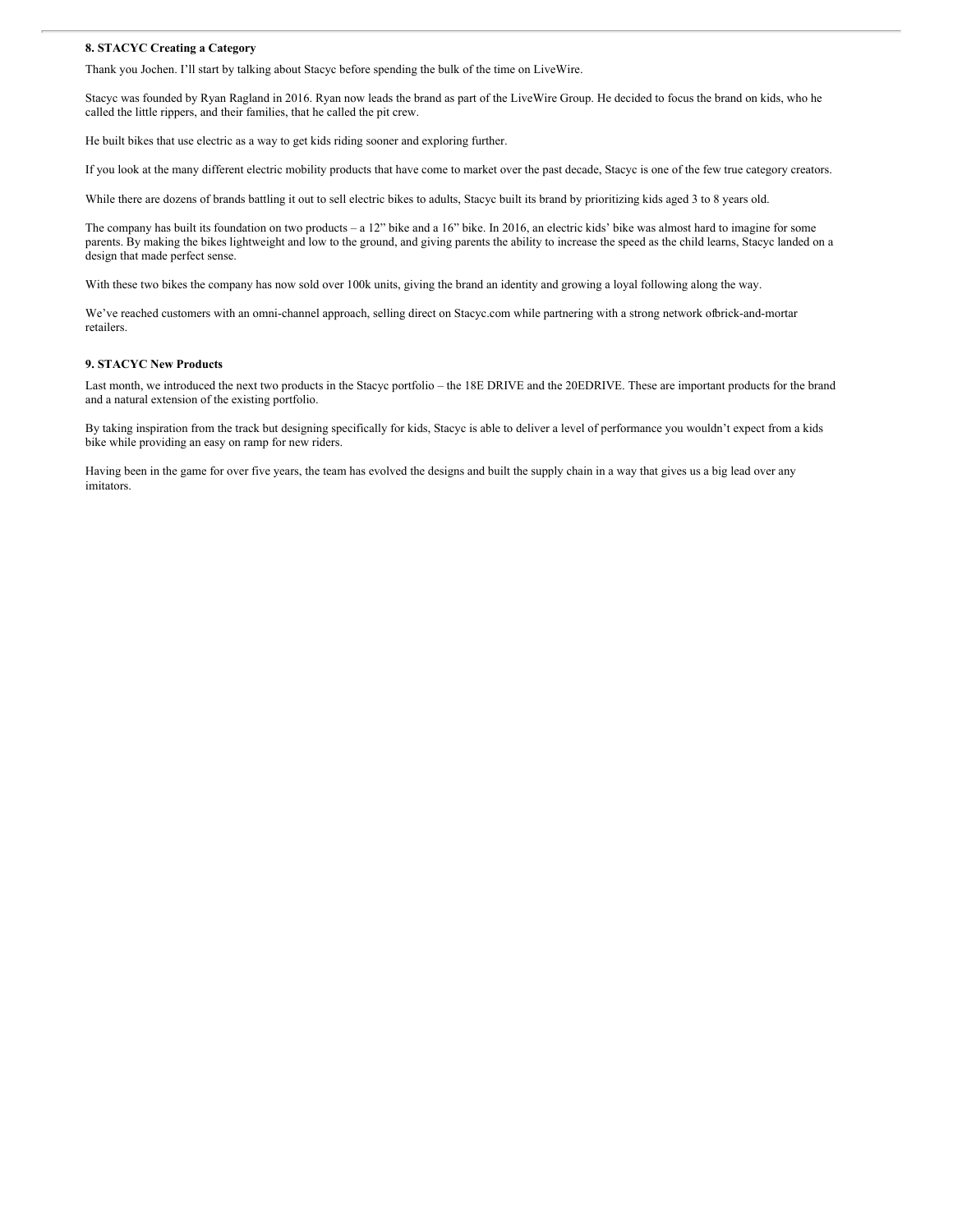**8. STACYC Creating a Category**

Thank you Jochen. I'll start by talking about Stacyc before spending the bulk of the time on LiveWire.

Stacyc was founded by Ryan Ragland in 2016. Ryan now leads the brand as part of the LiveWire Group. He decided to focus the brand on kids, who he called the little rippers, and their families, that he called the pit crew.

He built bikes that use electric as a way to get kids riding sooner and exploring further.

If you look at the many different electric mobility products that have come to market over the past decade, Stacyc is one of the few true category creators.

While there are dozens of brands battling it out to sell electric bikes to adults, Stacyc built its brand by prioritizing kids aged 3 to 8 years old.

The company has built its foundation on two products – a 12" bike and a 16" bike. In 2016, an electric kids' bike was almost hard to imagine for some parents. By making the bikes lightweight and low to the ground, and giving parents the ability to increase the speed as the child learns, Stacyc landed on a design that made perfect sense.

With these two bikes the company has now sold over 100k units, giving the brand an identity and growing a loyal following along the way.

We've reached customers with an omni-channel approach, selling direct on Stacyc.com while partnering with a strong network ofbrick-and-mortar retailers.

**9. STACYC New Products**

Last month, we introduced the next two products in the Stacyc portfolio – the 18E DRIVE and the 20EDRIVE. These are important products for the brand and a natural extension of the existing portfolio.

By taking inspiration from the track but designing specifically for kids, Stacyc is able to deliver a level of performance you wouldn't expect from a kids bike while providing an easy on ramp for new riders.

Having been in the game for over five years, the team has evolved the designs and built the supply chain in a way that gives us a big lead over any imitators.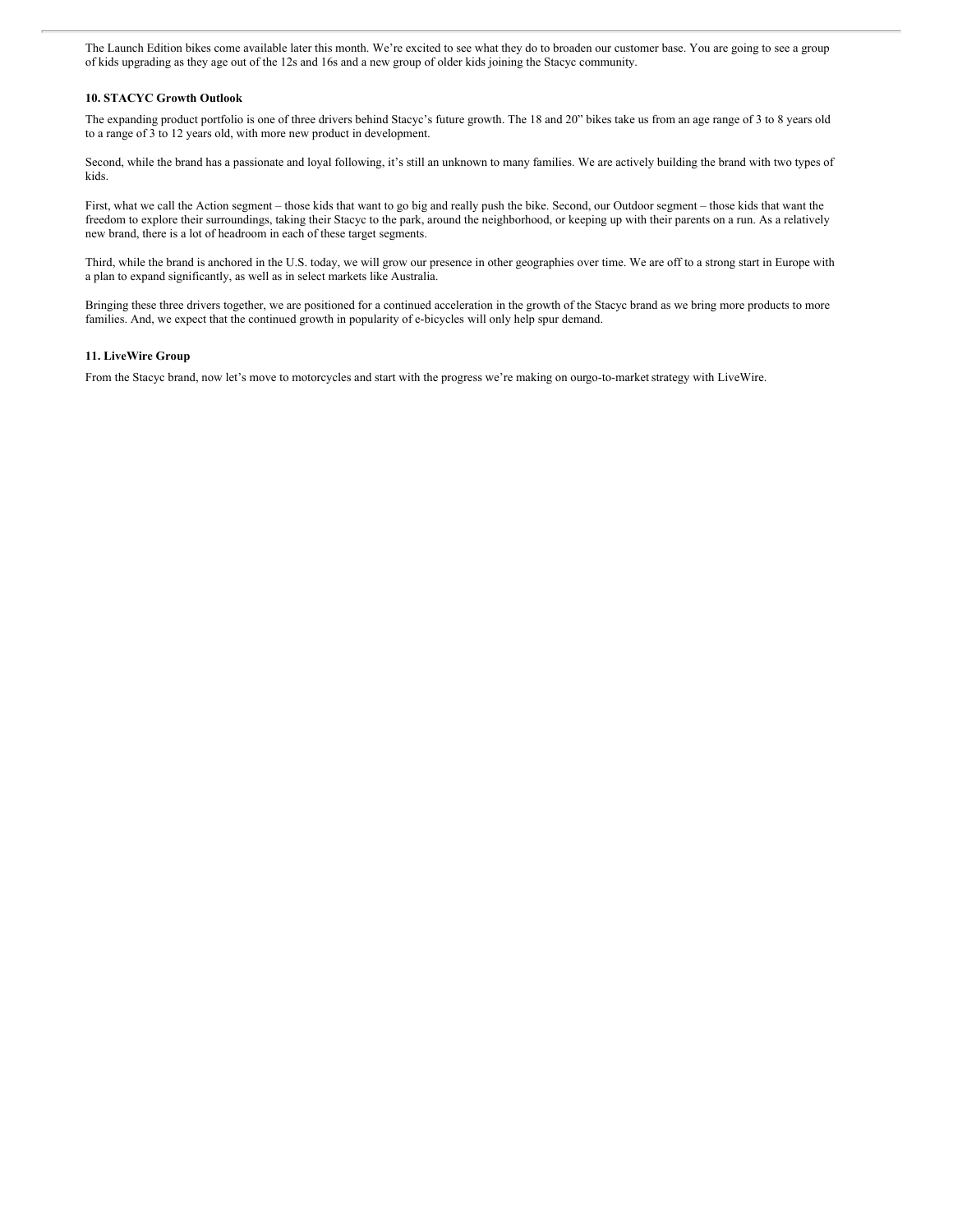The Launch Edition bikes come available later this month. We're excited to see what they do to broaden our customer base. You are going to see a group of kids upgrading as they age out of the 12s and 16s and a new group of older kids joining the Stacyc community.

### 10. STACYC Growth Outlook

The expanding product portfolio is one of three drivers behind Stacyc's future growth. The 18 and 20" bikes take us from an age range of 3 to 8 years old to a range of 3 to 12 years old, with more new product in development.

Second, while the brand has a passionate and loyal following, it's still an unknown to many families. We are actively building the brand with two types of kids.

First, what we call the Action segment – those kids that want to go big and really push the bike. Second, our Outdoor segment – those kids that want the freedom to explore their surroundings, taking their Stacyc to the park, around the neighborhood, or keeping up with their parents on a run. As a relatively new brand, there is a lot of headroom in each of these target segments.

Third, while the brand is anchored in the U.S. today, we will grow our presence in other geographies over time. We are off to a strong start in Europe with a plan to expand significantly, as well as in select markets like Australia.

Bringing these three drivers together, we are positioned for a continued acceleration in the growth of the Stacyc brand as we bring more products to more families. And, we expect that the continued growth in popularity of e-bicycles will only help spur demand.

### 11. LiveWire Group

From the Stacyc brand, now let's move to motorcycles and start with the progress we're making on our go-to-market strategy with LiveWire.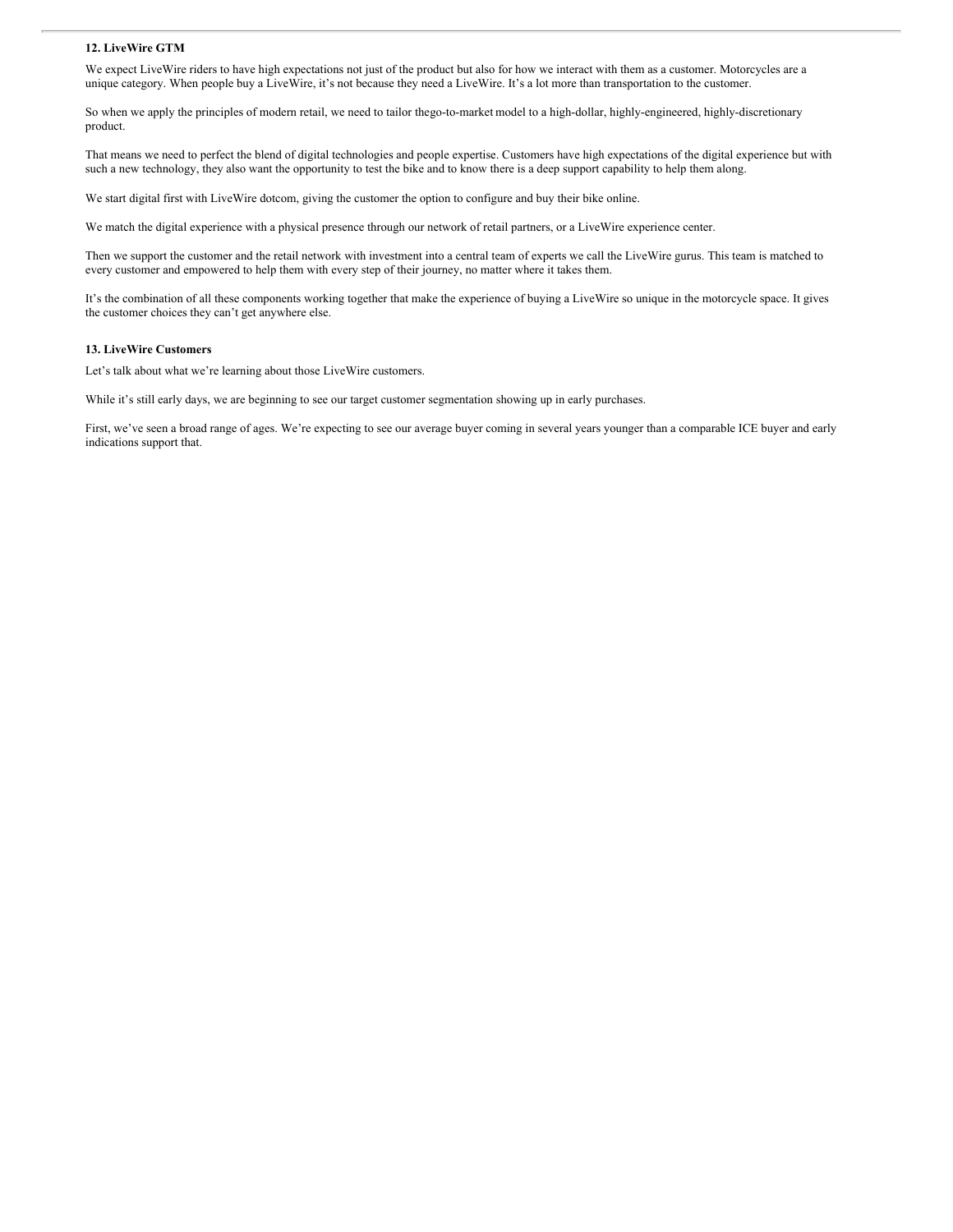**12. LiveWire GTM**

We expect LiveWire riders to have high expectations not just of the product but also for how we interact with them as a customer. Motorcycles are a unique category. When people buy a LiveWire, it's not because they need a LiveWire. It's a lot more than transportation to the customer.

So when we apply the principles of modern retail, we need to tailor thego-to-market model to a high-dollar, highly-engineered, highly-discretionary product.

That means we need to perfect the blend of digital technologies and people expertise. Customers have high expectations of the digital experience but with such a new technology, they also want the opportunity to test the bike and to know there is a deep support capability to help them along.

We start digital first with LiveWire dotcom, giving the customer the option to configure and buy their bike online.

We match the digital experience with a physical presence through our network of retail partners, or a LiveWire experience center.

Then we support the customer and the retail network with investment into a central team of experts we call the LiveWire gurus. This team is matched to every customer and empowered to help them with every step of their journey, no matter where it takes them.

It's the combination of all these components working together that make the experience of buying a LiveWire so unique in the motorcycle space. It gives the customer choices they can't get anywhere else.

**13. LiveWire Customers**

Let's talk about what we're learning about those LiveWire customers.

While it's still early days, we are beginning to see our target customer segmentation showing up in early purchases.

First, we've seen a broad range of ages. We're expecting to see our average buyer coming in several years younger than a comparable ICE buyer and early indications support that.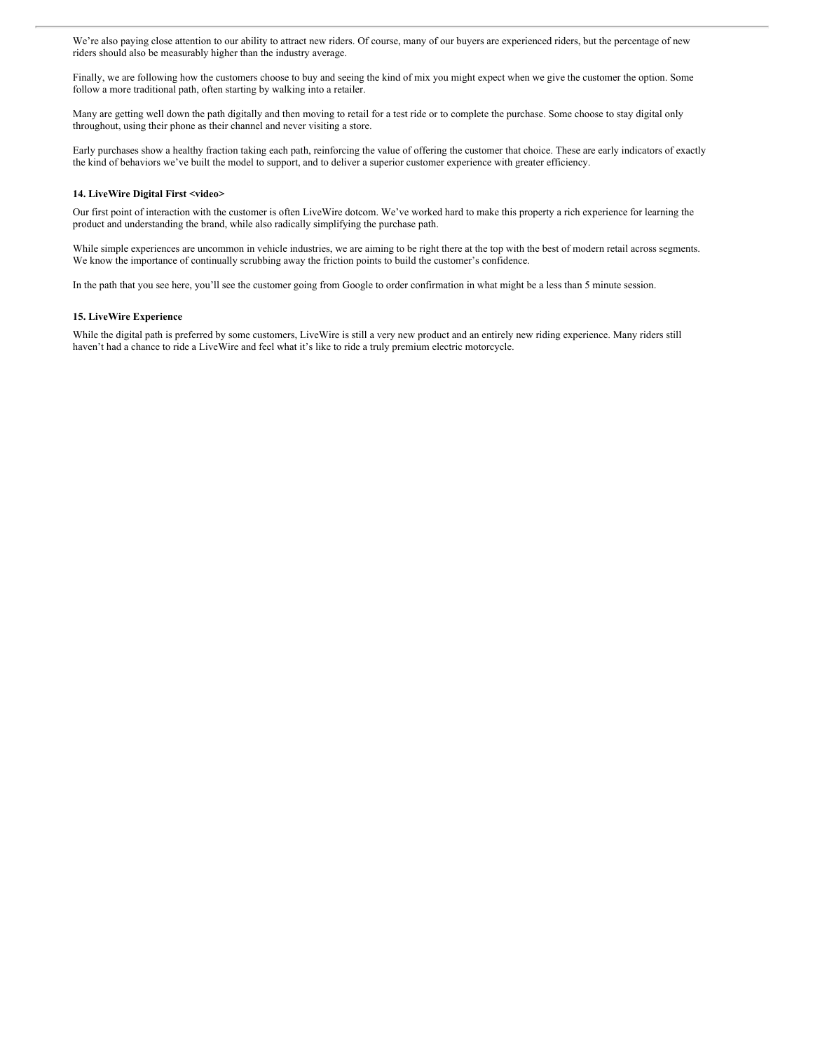We're also paying close attention to our ability to attract new riders. Of course, many of our buyers are experienced riders, but the percentage of new riders should also be measurably higher than the industry average.

Finally, we are following how the customers choose to buy and seeing the kind of mix you might expect when we give the customer the option. Some follow a more traditional path, often starting by walking into a retailer.

Many are getting well down the path digitally and then moving to retail for a test ride or to complete the purchase. Some choose to stay digital only throughout, using their phone as their channel and never visiting a store.

Early purchases show a healthy fraction taking each path, reinforcing the value of offering the customer that choice. These are early indicators of exactly the kind of behaviors we've built the model to support, and to deliver a superior customer experience with greater efficiency.

**14. LiveWire Digital First <video>**

Our first point of interaction with the customer is often LiveWire dotcom. We've worked hard to make this property a rich experience for learning the product and understanding the brand, while also radically simplifying the purchase path.

While simple experiences are uncommon in vehicle industries, we are aiming to be right there at the top with the best of modern retail across segments. We know the importance of continually scrubbing away the friction points to build the customer's confidence.

In the path that you see here, you'll see the customer going from Google to order confirmation in what might be a less than 5 minute session.

**15. LiveWire Experience**

While the digital path is preferred by some customers, LiveWire is still a very new product and an entirely new riding experience. Many riders still haven't had a chance to ride a LiveWire and feel what it's like to ride a truly premium electric motorcycle.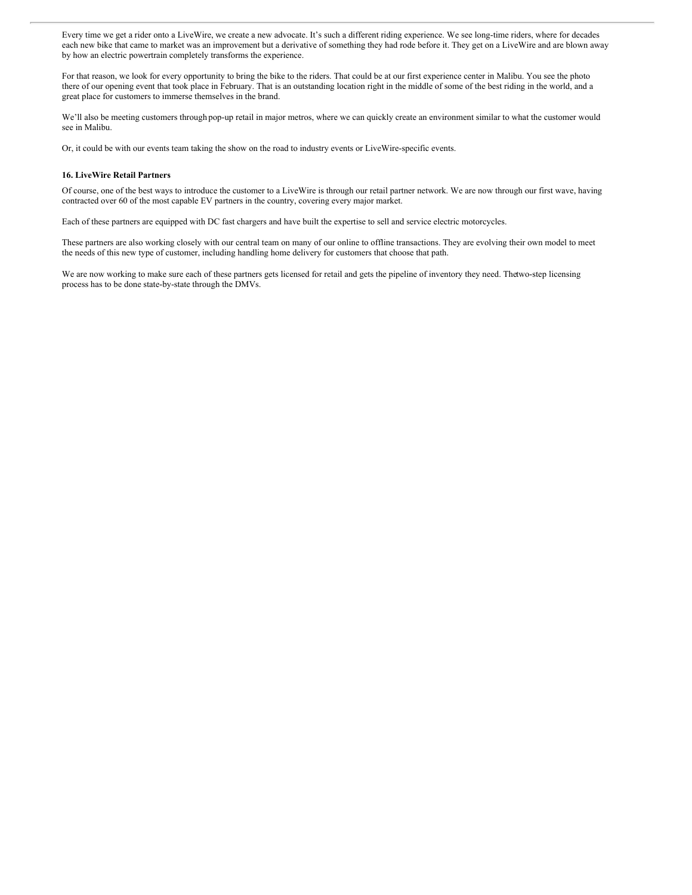Every time we get a rider onto a LiveWire, we create a new advocate. It's such a different riding experience. We see long-time riders, where for decades each new bike that came to market was an improvement but a derivative of something they had rode before it. They get on a LiveWire and are blown away by how an electric powertrain completely transforms the experience.

For that reason, we look for every opportunity to bring the bike to the riders. That could be at our first experience center in Malibu. You see the photo there of our opening event that took place in February. That is an outstanding location right in the middle of some of the best riding in the world, and a great place for customers to immerse themselves in the brand.

We'll also be meeting customers through pop-up retail in major metros, where we can quickly create an environment similar to what the customer would see in Malibu.

Or, it could be with our events team taking the show on the road to industry events or LiveWire-specific events.

**16. LiveWire Retail Partners**

Of course, one of the best ways to introduce the customer to a LiveWire is through our retail partner network. We are now through our first wave, having contracted over 60 of the most capable EV partners in the country, covering every major market.

Each of these partners are equipped with DC fast chargers and have built the expertise to sell and service electric motorcycles.

These partners are also working closely with our central team on many of our online to offline transactions. They are evolving their own model to meet the needs of this new type of customer, including handling home delivery for customers that choose that path.

We are now working to make sure each of these partners gets licensed for retail and gets the pipeline of inventory they need. The two-step licensing process has to be done state-by-state through the DMVs.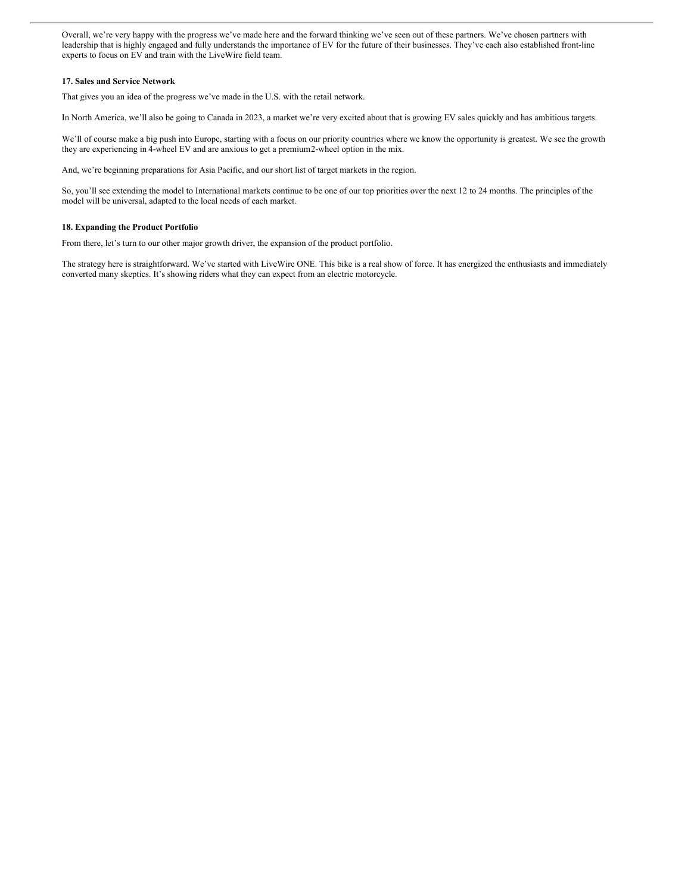Overall, we're very happy with the progress we've made here and the forward thinking we've seen out of these partners. We've chosen partners with leadership that is highly engaged and fully understands the importance of EV for the future of their businesses. They've each also established front-line experts to focus on EV and train with the LiveWire field team.

**17. Sales and Service Network**

That gives you an idea of the progress we've made in the U.S. with the retail network.

In North America, we'll also be going to Canada in 2023, a market we're very excited about that is growing EV sales quickly and has ambitious targets.

We'll of course make a big push into Europe, starting with a focus on our priority countries where we know the opportunity is greatest. We see the growth they are experiencing in 4-wheel EV and are anxious to get a premium2-wheel option in the mix.

And, we're beginning preparations for Asia Pacific, and our short list of target markets in the region.

So, you'll see extending the model to International markets continue to be one of our top priorities over the next 12 to 24 months. The principles of the model will be universal, adapted to the local needs of each market.

**18. Expanding the Product Portfolio**

From there, let's turn to our other major growth driver, the expansion of the product portfolio.

The strategy here is straightforward. We've started with LiveWire ONE. This bike is a real show of force. It has energized the enthusiasts and immediately converted many skeptics. It's showing riders what they can expect from an electric motorcycle.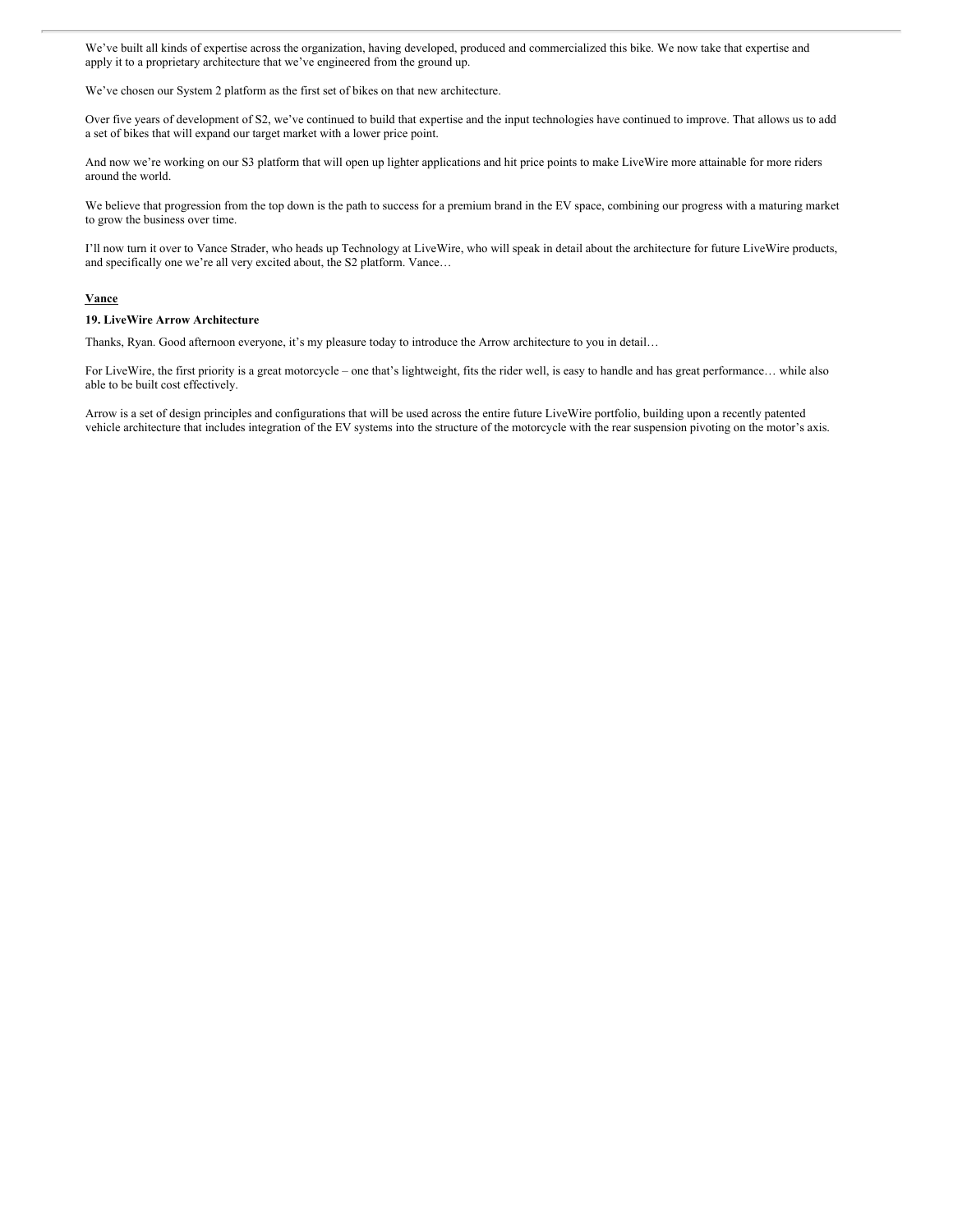We've built all kinds of expertise across the organization, having developed, produced and commercialized this bike. We now take that expertise and apply it to a proprietary architecture that we've engineered from the ground up.

We've chosen our System 2 platform as the first set of bikes on that new architecture.

Over five years of development of S2, we've continued to build that expertise and the input technologies have continued to improve. That allows us to add a set of bikes that will expand our target market with a lower price point.

And now we're working on our S3 platform that will open up lighter applications and hit price points to make LiveWire more attainable for more riders around the world.

We believe that progression from the top down is the path to success for a premium brand in the EV space, combining our progress with a maturing market to grow the business over time.

I'll now turn it over to Vance Strader, who heads up Technology at LiveWire, who will speak in detail about the architecture for future LiveWire products, and specifically one we're all very excited about, the S2 platform. Vance…

**Vance**

**19. LiveWire Arrow Architecture**

Thanks, Ryan. Good afternoon everyone, it's my pleasure today to introduce the Arrow architecture to you in detail…

For LiveWire, the first priority is a great motorcycle – one that's lightweight, fits the rider well, is easy to handle and has great performance… while also able to be built cost effectively.

Arrow is a set of design principles and configurations that will be used across the entire future LiveWire portfolio, building upon a recently patented vehicle architecture that includes integration of the EV systems into the structure of the motorcycle with the rear suspension pivoting on the motor's axis.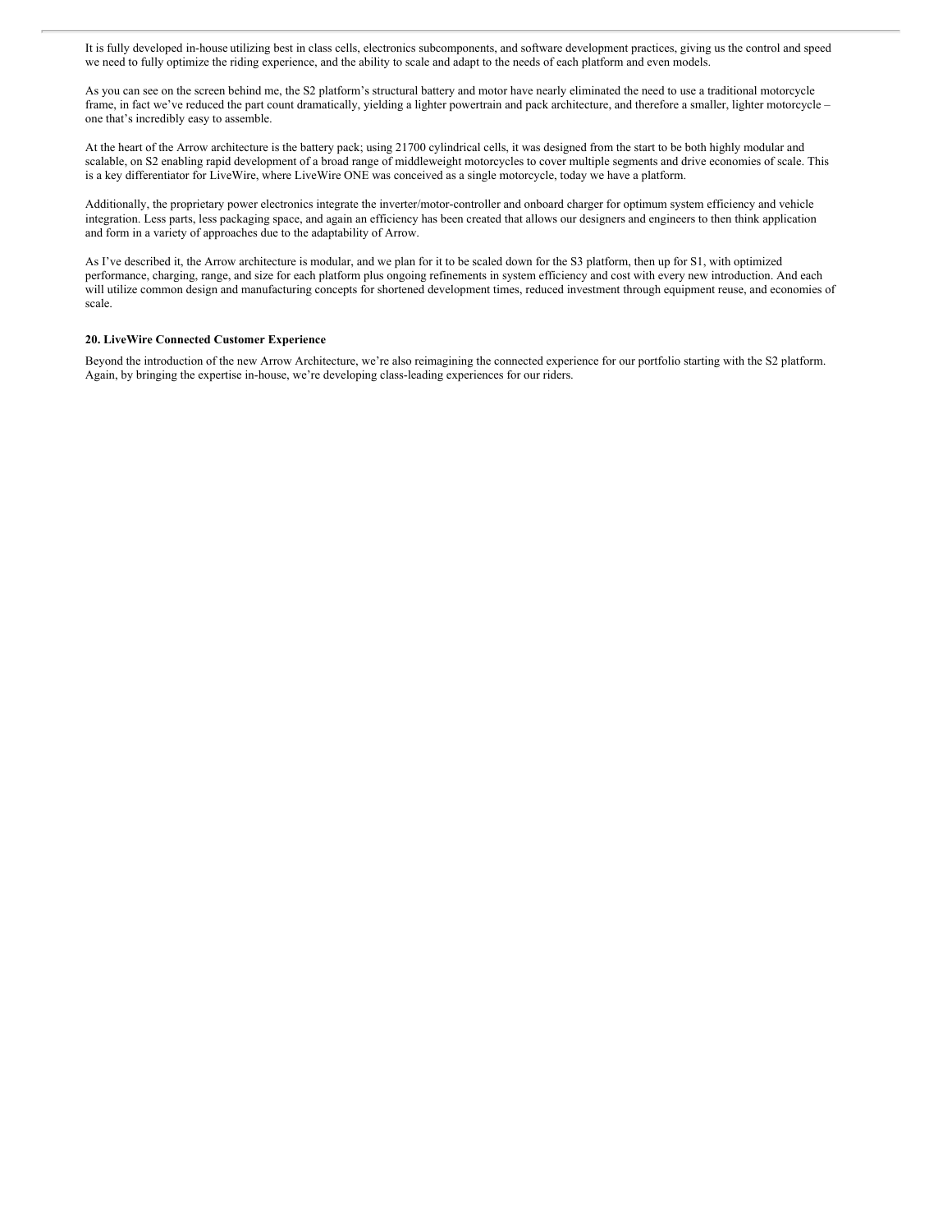It is fully developed in-house utilizing best in class cells, electronics subcomponents, and software development practices, giving us the control and speed we need to fully optimize the riding experience, and the ability to scale and adapt to the needs of each platform and even models.

As you can see on the screen behind me, the S2 platform's structural battery and motor have nearly eliminated the need to use a traditional motorcycle frame, in fact we've reduced the part count dramatically, yielding a lighter powertrain and pack architecture, and therefore a smaller, lighter motorcycle – one that's incredibly easy to assemble.

At the heart of the Arrow architecture is the battery pack; using 21700 cylindrical cells, it was designed from the start to be both highly modular and scalable, on S2 enabling rapid development of a broad range of middleweight motorcycles to cover multiple segments and drive economies of scale. This is a key differentiator for LiveWire, where LiveWire ONE was conceived as a single motorcycle, today we have a platform.

Additionally, the proprietary power electronics integrate the inverter/motor-controller and onboard charger for optimum system efficiency and vehicle integration. Less parts, less packaging space, and again an efficiency has been created that allows our designers and engineers to then think application and form in a variety of approaches due to the adaptability of Arrow.

As I've described it, the Arrow architecture is modular, and we plan for it to be scaled down for the S3 platform, then up for S1, with optimized performance, charging, range, and size for each platform plus ongoing refinements in system efficiency and cost with every new introduction. And each will utilize common design and manufacturing concepts for shortened development times, reduced investment through equipment reuse, and economies of scale.

**20. LiveWire Connected Customer Experience**

Beyond the introduction of the new Arrow Architecture, we're also reimagining the connected experience for our portfolio starting with the S2 platform. Again, by bringing the expertise in-house, we're developing class-leading experiences for our riders.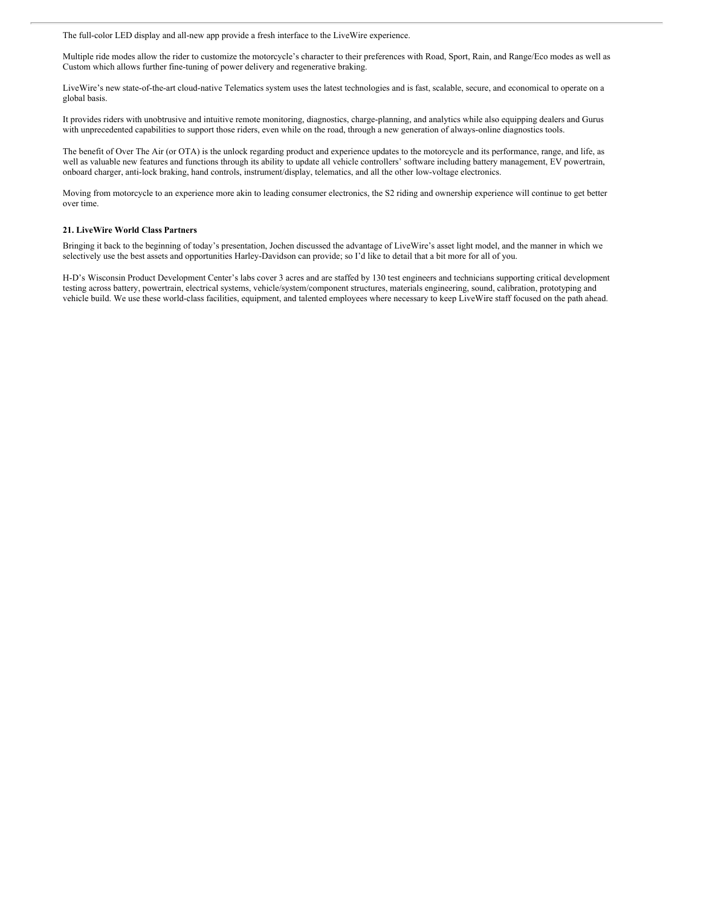The full-color LED display and all-new app provide a fresh interface to the LiveWire experience.

Multiple ride modes allow the rider to customize the motorcycle's character to their preferences with Road, Sport, Rain, and Range/Eco modes as well as Custom which allows further fine-tuning of power delivery and regenerative braking.

LiveWire's new state-of-the-art cloud-native Telematics system uses the latest technologies and is fast, scalable, secure, and economical to operate on a global basis.

It provides riders with unobtrusive and intuitive remote monitoring, diagnostics, charge-planning, and analytics while also equipping dealers and Gurus with unprecedented capabilities to support those riders, even while on the road, through a new generation of always-online diagnostics tools.

The benefit of Over The Air (or OTA) is the unlock regarding product and experience updates to the motorcycle and its performance, range, and life, as well as valuable new features and functions through its ability to update all vehicle controllers' software including battery management, EV powertrain, onboard charger, anti-lock braking, hand controls, instrument/display, telematics, and all the other low-voltage electronics.

Moving from motorcycle to an experience more akin to leading consumer electronics, the S2 riding and ownership experience will continue to get better over time.

**21. LiveWire World Class Partners**

Bringing it back to the beginning of today's presentation, Jochen discussed the advantage of LiveWire's asset light model, and the manner in which we selectively use the best assets and opportunities Harley-Davidson can provide; so I'd like to detail that a bit more for all of you.

H-D's Wisconsin Product Development Center's labs cover 3 acres and are staffed by 130 test engineers and technicians supporting critical development testing across battery, powertrain, electrical systems, vehicle/system/component structures, materials engineering, sound, calibration, prototyping and vehicle build. We use these world-class facilities, equipment, and talented employees where necessary to keep LiveWire staff focused on the path ahead.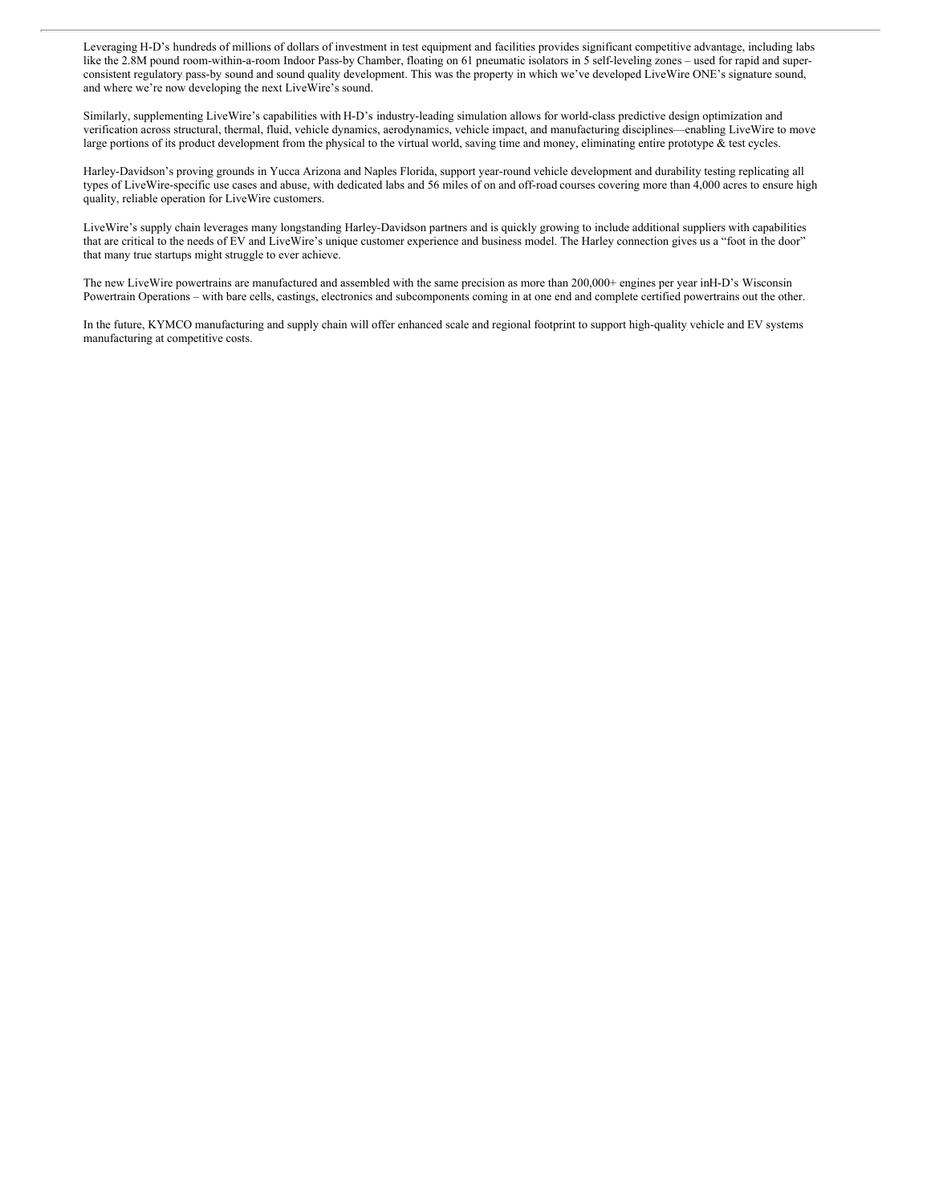Leveraging H-D's hundreds of millions of dollars of investment in test equipment and facilities provides significant competitive advantage, including labs like the 2.8M pound room-within-a-room Indoor Pass-by Chamber, floating on 61 pneumatic isolators in 5 self-leveling zones – used for rapid and super-consistent regulatory pass-by sound and sound quality development. This was the property in which we've developed LiveWire ONE's signature sound, and where we're now developing the next LiveWire's sound.

Similarly, supplementing LiveWire's capabilities with H-D's industry-leading simulation allows for world-class predictive design optimization and verification across structural, thermal, fluid, vehicle dynamics, aerodynamics, vehicle impact, and manufacturing disciplines—enabling LiveWire to move large portions of its product development from the physical to the virtual world, saving time and money, eliminating entire prototype & test cycles.

Harley-Davidson's proving grounds in Yucca Arizona and Naples Florida, support year-round vehicle development and durability testing replicating all types of LiveWire-specific use cases and abuse, with dedicated labs and 56 miles of on and off-road courses covering more than 4,000 acres to ensure high quality, reliable operation for LiveWire customers.

LiveWire's supply chain leverages many longstanding Harley-Davidson partners and is quickly growing to include additional suppliers with capabilities that are critical to the needs of EV and LiveWire's unique customer experience and business model. The Harley connection gives us a "foot in the door" that many true startups might struggle to ever achieve.

The new LiveWire powertrains are manufactured and assembled with the same precision as more than 200,000+ engines per year inH-D's Wisconsin Powertrain Operations – with bare cells, castings, electronics and subcomponents coming in at one end and complete certified powertrains out the other.

In the future, KYMCO manufacturing and supply chain will offer enhanced scale and regional footprint to support high-quality vehicle and EV systems manufacturing at competitive costs.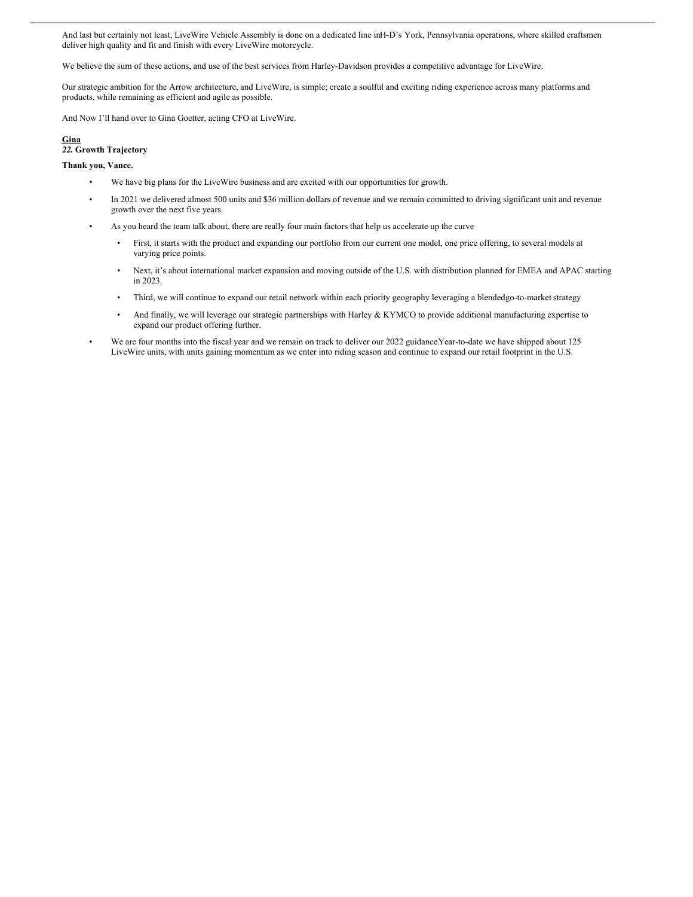And last but certainly not least, LiveWire Vehicle Assembly is done on a dedicated line in H-D's York, Pennsylvania operations, where skilled craftsmen deliver high quality and fit and finish with every LiveWire motorcycle.

We believe the sum of these actions, and use of the best services from Harley-Davidson provides a competitive advantage for LiveWire.

Our strategic ambition for the Arrow architecture, and LiveWire, is simple; create a soulful and exciting riding experience across many platforms and products, while remaining as efficient and agile as possible.

And Now I'll hand over to Gina Goetter, acting CFO at LiveWire.

**Gina**

***22.* Growth Trajectory**

**Thank you, Vance.**

- We have big plans for the LiveWire business and are excited with our opportunities for growth.
- In 2021 we delivered almost 500 units and $36 million dollars of revenue and we remain committed to driving significant unit and revenue growth over the next five years.
- As you heard the team talk about, there are really four main factors that help us accelerate up the curve
  - First, it starts with the product and expanding our portfolio from our current one model, one price offering, to several models at varying price points.
  - Next, it's about international market expansion and moving outside of the U.S. with distribution planned for EMEA and APAC starting in 2023.
  - Third, we will continue to expand our retail network within each priority geography leveraging a blended go-to-market strategy
  - And finally, we will leverage our strategic partnerships with Harley & KYMCO to provide additional manufacturing expertise to expand our product offering further.
- We are four months into the fiscal year and we remain on track to deliver our 2022 guidance. Year-to-date we have shipped about 125 LiveWire units, with units gaining momentum as we enter into riding season and continue to expand our retail footprint in the U.S.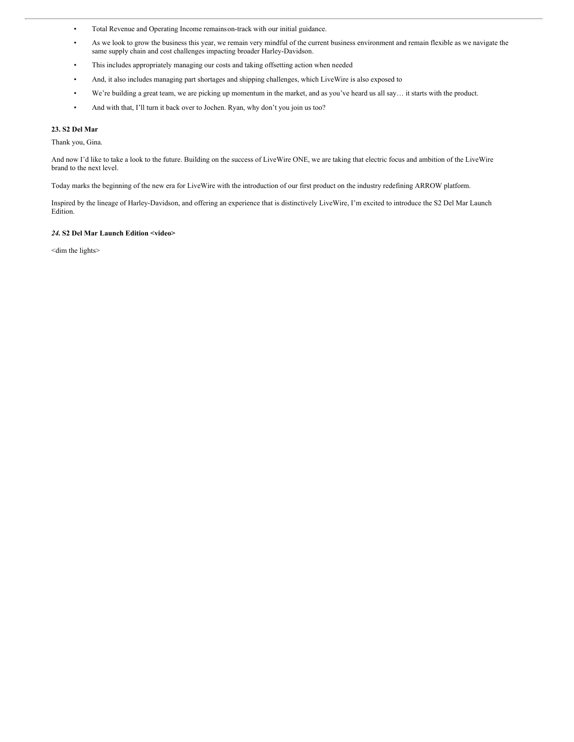- Total Revenue and Operating Income remains on-track with our initial guidance.
- As we look to grow the business this year, we remain very mindful of the current business environment and remain flexible as we navigate the same supply chain and cost challenges impacting broader Harley-Davidson.
- This includes appropriately managing our costs and taking offsetting action when needed
- And, it also includes managing part shortages and shipping challenges, which LiveWire is also exposed to
- We're building a great team, we are picking up momentum in the market, and as you've heard us all say… it starts with the product.
- And with that, I'll turn it back over to Jochen. Ryan, why don't you join us too?

**23. S2 Del Mar**

Thank you, Gina.

And now I'd like to take a look to the future. Building on the success of LiveWire ONE, we are taking that electric focus and ambition of the LiveWire brand to the next level.

Today marks the beginning of the new era for LiveWire with the introduction of our first product on the industry redefining ARROW platform.

Inspired by the lineage of Harley-Davidson, and offering an experience that is distinctively LiveWire, I'm excited to introduce the S2 Del Mar Launch Edition.

***24.* S2 Del Mar Launch Edition <video>**

<dim the lights>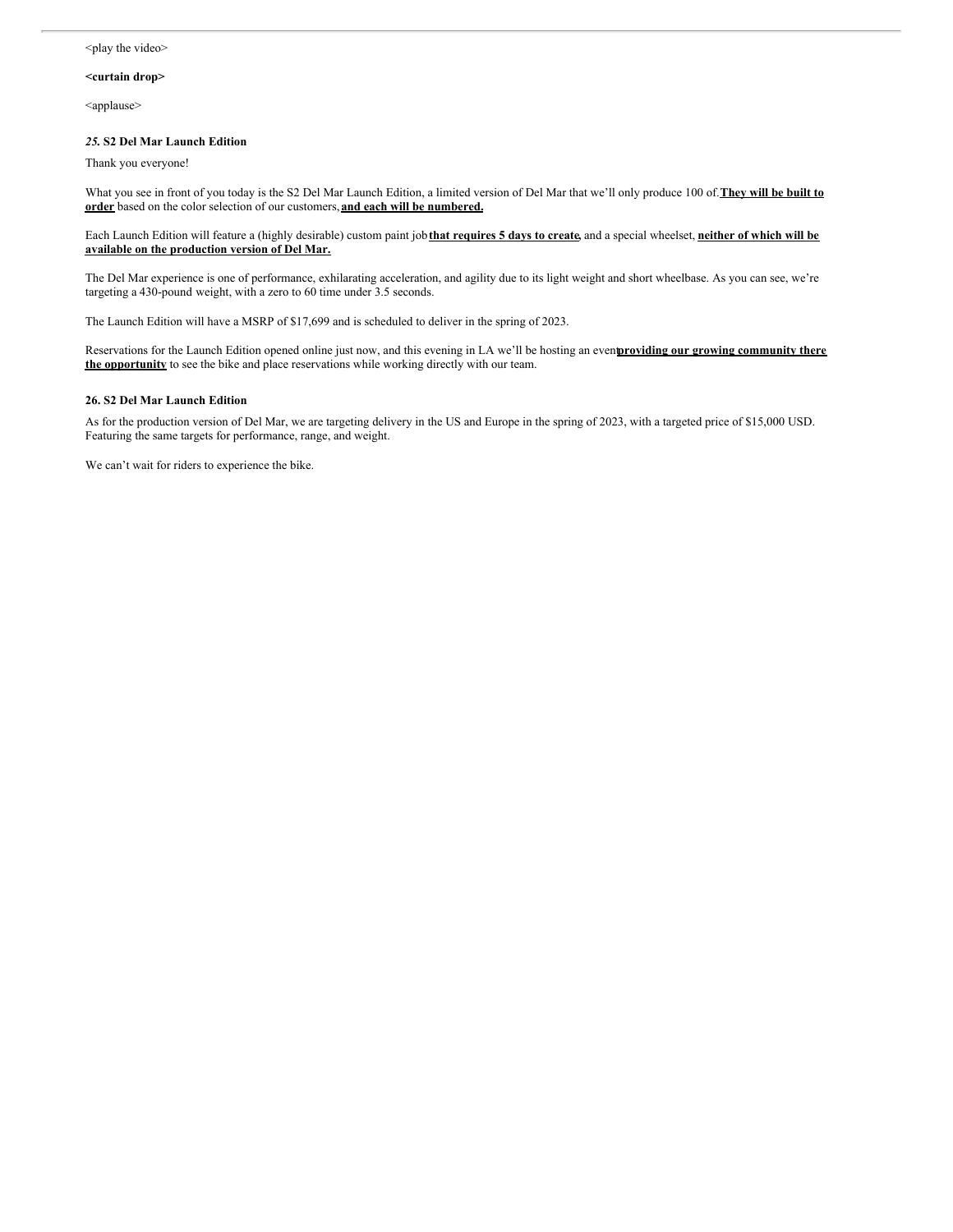<play the video>

**<curtain drop>**

<applause>

***25.* S2 Del Mar Launch Edition**

Thank you everyone!

What you see in front of you today is the S2 Del Mar Launch Edition, a limited version of Del Mar that we'll only produce 100 of. **They will be built to order** based on the color selection of our customers, **and each will be numbered.**

Each Launch Edition will feature a (highly desirable) custom paint job **that requires 5 days to create**, and a special wheelset, **neither of which will be available on the production version of Del Mar.**

The Del Mar experience is one of performance, exhilarating acceleration, and agility due to its light weight and short wheelbase. As you can see, we're targeting a 430-pound weight, with a zero to 60 time under 3.5 seconds.

The Launch Edition will have a MSRP of $17,699 and is scheduled to deliver in the spring of 2023.

Reservations for the Launch Edition opened online just now, and this evening in LA we'll be hosting an event **providing our growing community there the opportunity** to see the bike and place reservations while working directly with our team.

**26. S2 Del Mar Launch Edition**

As for the production version of Del Mar, we are targeting delivery in the US and Europe in the spring of 2023, with a targeted price of $15,000 USD. Featuring the same targets for performance, range, and weight.

We can't wait for riders to experience the bike.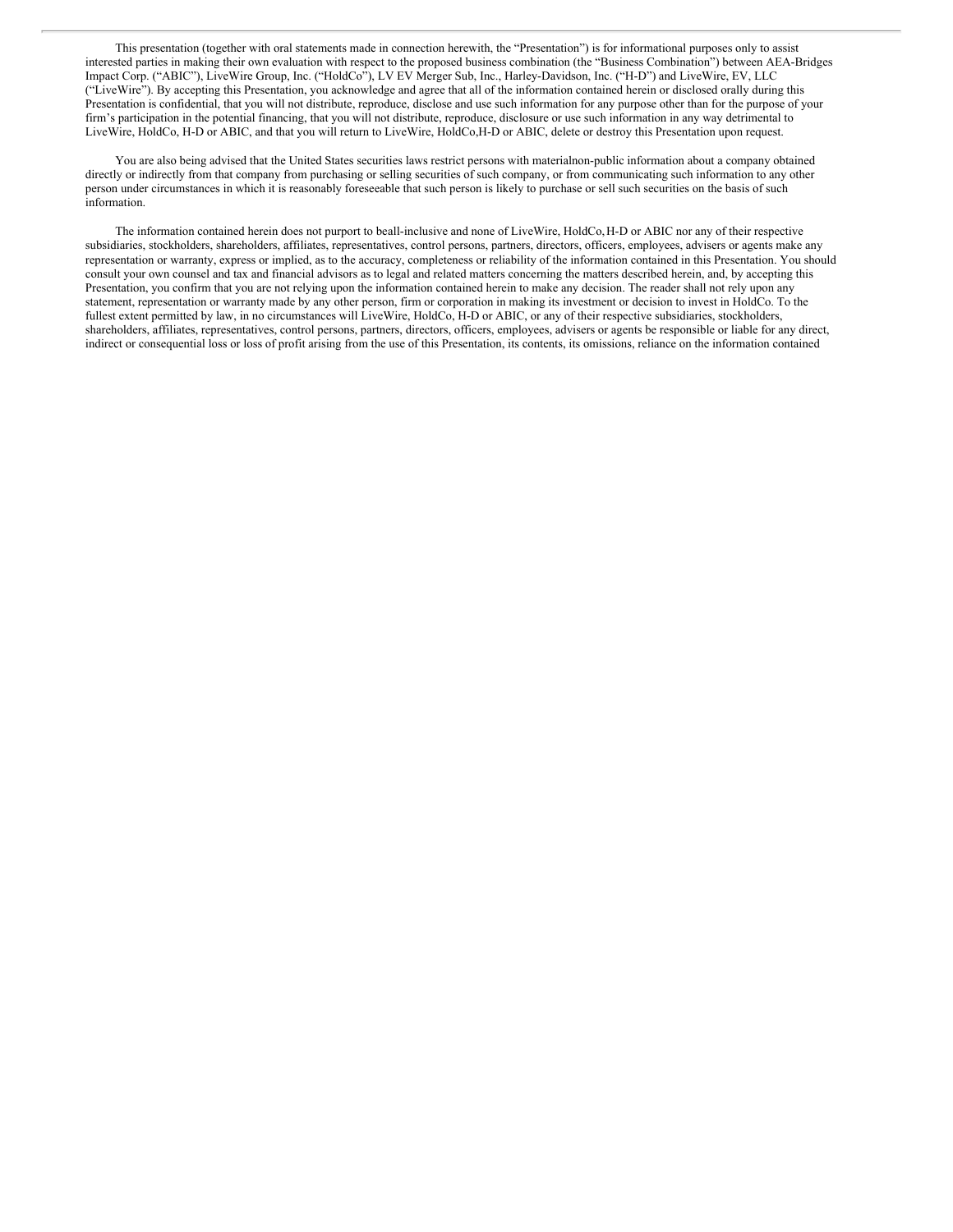This presentation (together with oral statements made in connection herewith, the "Presentation") is for informational purposes only to assist interested parties in making their own evaluation with respect to the proposed business combination (the "Business Combination") between AEA-Bridges Impact Corp. ("ABIC"), LiveWire Group, Inc. ("HoldCo"), LV EV Merger Sub, Inc., Harley-Davidson, Inc. ("H-D") and LiveWire, EV, LLC ("LiveWire"). By accepting this Presentation, you acknowledge and agree that all of the information contained herein or disclosed orally during this Presentation is confidential, that you will not distribute, reproduce, disclose and use such information for any purpose other than for the purpose of your firm's participation in the potential financing, that you will not distribute, reproduce, disclosure or use such information in any way detrimental to LiveWire, HoldCo, H-D or ABIC, and that you will return to LiveWire, HoldCo,H-D or ABIC, delete or destroy this Presentation upon request.

You are also being advised that the United States securities laws restrict persons with materialnon-public information about a company obtained directly or indirectly from that company from purchasing or selling securities of such company, or from communicating such information to any other person under circumstances in which it is reasonably foreseeable that such person is likely to purchase or sell such securities on the basis of such information.

The information contained herein does not purport to beall-inclusive and none of LiveWire, HoldCo, H-D or ABIC nor any of their respective subsidiaries, stockholders, shareholders, affiliates, representatives, control persons, partners, directors, officers, employees, advisers or agents make any representation or warranty, express or implied, as to the accuracy, completeness or reliability of the information contained in this Presentation. You should consult your own counsel and tax and financial advisors as to legal and related matters concerning the matters described herein, and, by accepting this Presentation, you confirm that you are not relying upon the information contained herein to make any decision. The reader shall not rely upon any statement, representation or warranty made by any other person, firm or corporation in making its investment or decision to invest in HoldCo. To the fullest extent permitted by law, in no circumstances will LiveWire, HoldCo, H-D or ABIC, or any of their respective subsidiaries, stockholders, shareholders, affiliates, representatives, control persons, partners, directors, officers, employees, advisers or agents be responsible or liable for any direct, indirect or consequential loss or loss of profit arising from the use of this Presentation, its contents, its omissions, reliance on the information contained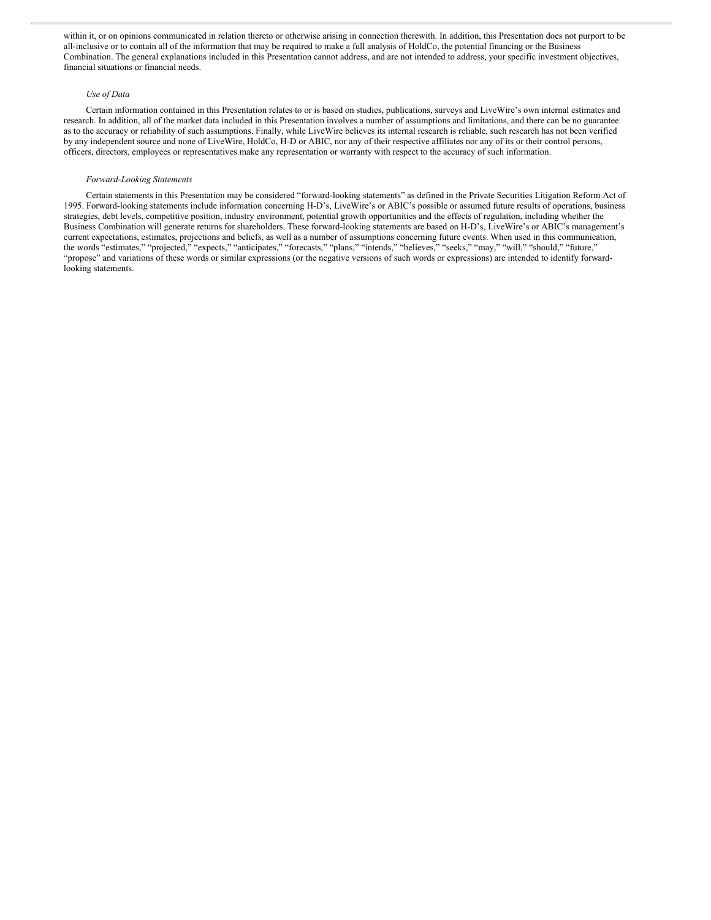within it, or on opinions communicated in relation thereto or otherwise arising in connection therewith. In addition, this Presentation does not purport to be all-inclusive or to contain all of the information that may be required to make a full analysis of HoldCo, the potential financing or the Business Combination. The general explanations included in this Presentation cannot address, and are not intended to address, your specific investment objectives, financial situations or financial needs.

*Use of Data*

Certain information contained in this Presentation relates to or is based on studies, publications, surveys and LiveWire's own internal estimates and research. In addition, all of the market data included in this Presentation involves a number of assumptions and limitations, and there can be no guarantee as to the accuracy or reliability of such assumptions. Finally, while LiveWire believes its internal research is reliable, such research has not been verified by any independent source and none of LiveWire, HoldCo, H-D or ABIC, nor any of their respective affiliates nor any of its or their control persons, officers, directors, employees or representatives make any representation or warranty with respect to the accuracy of such information.

*Forward-Looking Statements*

Certain statements in this Presentation may be considered "forward-looking statements" as defined in the Private Securities Litigation Reform Act of 1995. Forward-looking statements include information concerning H-D's, LiveWire's or ABIC's possible or assumed future results of operations, business strategies, debt levels, competitive position, industry environment, potential growth opportunities and the effects of regulation, including whether the Business Combination will generate returns for shareholders. These forward-looking statements are based on H-D's, LiveWire's or ABIC's management's current expectations, estimates, projections and beliefs, as well as a number of assumptions concerning future events. When used in this communication, the words "estimates," "projected," "expects," "anticipates," "forecasts," "plans," "intends," "believes," "seeks," "may," "will," "should," "future," "propose" and variations of these words or similar expressions (or the negative versions of such words or expressions) are intended to identify forward-looking statements.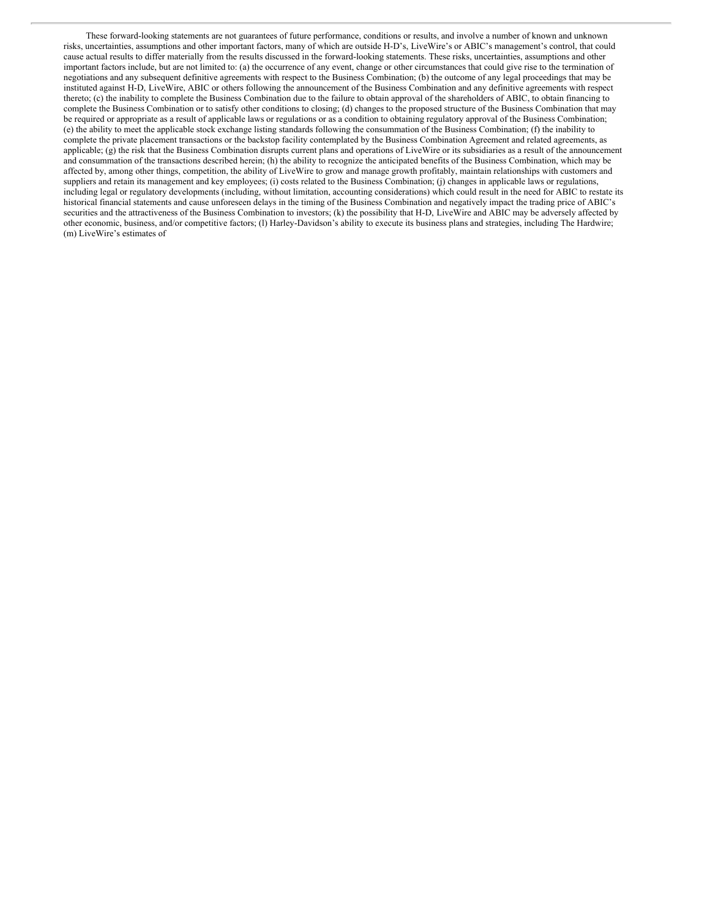These forward-looking statements are not guarantees of future performance, conditions or results, and involve a number of known and unknown risks, uncertainties, assumptions and other important factors, many of which are outside H-D's, LiveWire's or ABIC's management's control, that could cause actual results to differ materially from the results discussed in the forward-looking statements. These risks, uncertainties, assumptions and other important factors include, but are not limited to: (a) the occurrence of any event, change or other circumstances that could give rise to the termination of negotiations and any subsequent definitive agreements with respect to the Business Combination; (b) the outcome of any legal proceedings that may be instituted against H-D, LiveWire, ABIC or others following the announcement of the Business Combination and any definitive agreements with respect thereto; (c) the inability to complete the Business Combination due to the failure to obtain approval of the shareholders of ABIC, to obtain financing to complete the Business Combination or to satisfy other conditions to closing; (d) changes to the proposed structure of the Business Combination that may be required or appropriate as a result of applicable laws or regulations or as a condition to obtaining regulatory approval of the Business Combination; (e) the ability to meet the applicable stock exchange listing standards following the consummation of the Business Combination; (f) the inability to complete the private placement transactions or the backstop facility contemplated by the Business Combination Agreement and related agreements, as applicable; (g) the risk that the Business Combination disrupts current plans and operations of LiveWire or its subsidiaries as a result of the announcement and consummation of the transactions described herein; (h) the ability to recognize the anticipated benefits of the Business Combination, which may be affected by, among other things, competition, the ability of LiveWire to grow and manage growth profitably, maintain relationships with customers and suppliers and retain its management and key employees; (i) costs related to the Business Combination; (j) changes in applicable laws or regulations, including legal or regulatory developments (including, without limitation, accounting considerations) which could result in the need for ABIC to restate its historical financial statements and cause unforeseen delays in the timing of the Business Combination and negatively impact the trading price of ABIC's securities and the attractiveness of the Business Combination to investors; (k) the possibility that H-D, LiveWire and ABIC may be adversely affected by other economic, business, and/or competitive factors; (l) Harley-Davidson's ability to execute its business plans and strategies, including The Hardwire; (m) LiveWire's estimates of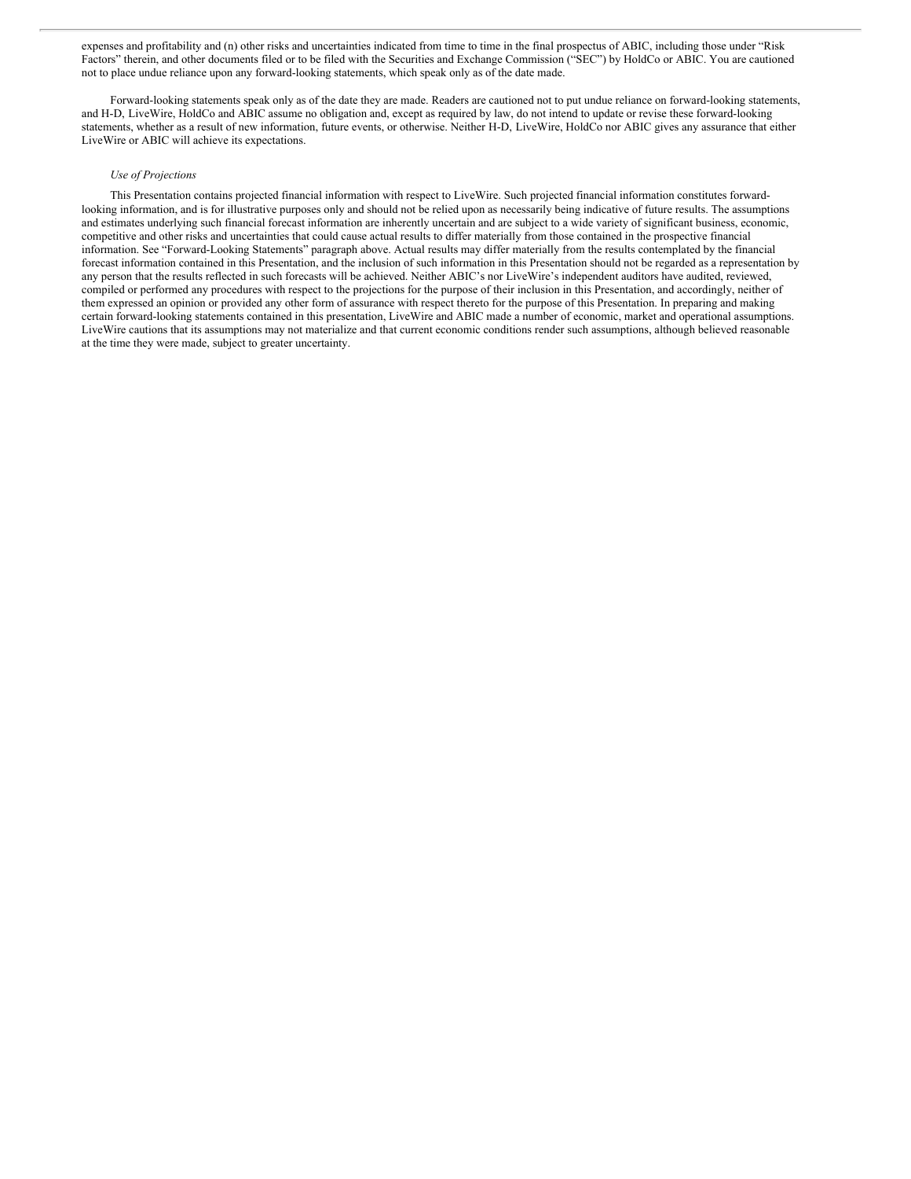expenses and profitability and (n) other risks and uncertainties indicated from time to time in the final prospectus of ABIC, including those under "Risk Factors" therein, and other documents filed or to be filed with the Securities and Exchange Commission ("SEC") by HoldCo or ABIC. You are cautioned not to place undue reliance upon any forward-looking statements, which speak only as of the date made.

Forward-looking statements speak only as of the date they are made. Readers are cautioned not to put undue reliance on forward-looking statements, and H-D, LiveWire, HoldCo and ABIC assume no obligation and, except as required by law, do not intend to update or revise these forward-looking statements, whether as a result of new information, future events, or otherwise. Neither H-D, LiveWire, HoldCo nor ABIC gives any assurance that either LiveWire or ABIC will achieve its expectations.

*Use of Projections*

This Presentation contains projected financial information with respect to LiveWire. Such projected financial information constitutes forward-looking information, and is for illustrative purposes only and should not be relied upon as necessarily being indicative of future results. The assumptions and estimates underlying such financial forecast information are inherently uncertain and are subject to a wide variety of significant business, economic, competitive and other risks and uncertainties that could cause actual results to differ materially from those contained in the prospective financial information. See "Forward-Looking Statements" paragraph above. Actual results may differ materially from the results contemplated by the financial forecast information contained in this Presentation, and the inclusion of such information in this Presentation should not be regarded as a representation by any person that the results reflected in such forecasts will be achieved. Neither ABIC's nor LiveWire's independent auditors have audited, reviewed, compiled or performed any procedures with respect to the projections for the purpose of their inclusion in this Presentation, and accordingly, neither of them expressed an opinion or provided any other form of assurance with respect thereto for the purpose of this Presentation. In preparing and making certain forward-looking statements contained in this presentation, LiveWire and ABIC made a number of economic, market and operational assumptions. LiveWire cautions that its assumptions may not materialize and that current economic conditions render such assumptions, although believed reasonable at the time they were made, subject to greater uncertainty.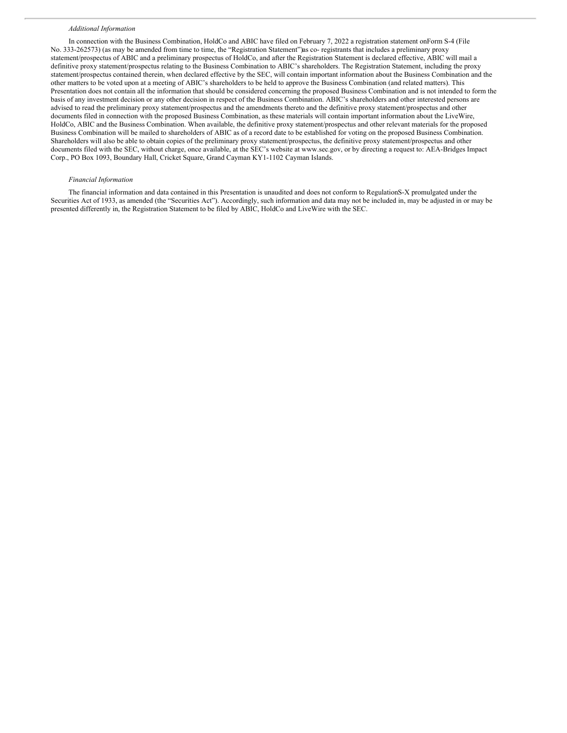*Additional Information*

In connection with the Business Combination, HoldCo and ABIC have filed on February 7, 2022 a registration statement onForm S-4 (File No. 333-262573) (as may be amended from time to time, the "Registration Statement")as co- registrants that includes a preliminary proxy statement/prospectus of ABIC and a preliminary prospectus of HoldCo, and after the Registration Statement is declared effective, ABIC will mail a definitive proxy statement/prospectus relating to the Business Combination to ABIC's shareholders. The Registration Statement, including the proxy statement/prospectus contained therein, when declared effective by the SEC, will contain important information about the Business Combination and the other matters to be voted upon at a meeting of ABIC's shareholders to be held to approve the Business Combination (and related matters). This Presentation does not contain all the information that should be considered concerning the proposed Business Combination and is not intended to form the basis of any investment decision or any other decision in respect of the Business Combination. ABIC's shareholders and other interested persons are advised to read the preliminary proxy statement/prospectus and the amendments thereto and the definitive proxy statement/prospectus and other documents filed in connection with the proposed Business Combination, as these materials will contain important information about the LiveWire, HoldCo, ABIC and the Business Combination. When available, the definitive proxy statement/prospectus and other relevant materials for the proposed Business Combination will be mailed to shareholders of ABIC as of a record date to be established for voting on the proposed Business Combination. Shareholders will also be able to obtain copies of the preliminary proxy statement/prospectus, the definitive proxy statement/prospectus and other documents filed with the SEC, without charge, once available, at the SEC's website at www.sec.gov, or by directing a request to: AEA-Bridges Impact Corp., PO Box 1093, Boundary Hall, Cricket Square, Grand Cayman KY1-1102 Cayman Islands.

*Financial Information*

The financial information and data contained in this Presentation is unaudited and does not conform to RegulationS-X promulgated under the Securities Act of 1933, as amended (the "Securities Act"). Accordingly, such information and data may not be included in, may be adjusted in or may be presented differently in, the Registration Statement to be filed by ABIC, HoldCo and LiveWire with the SEC.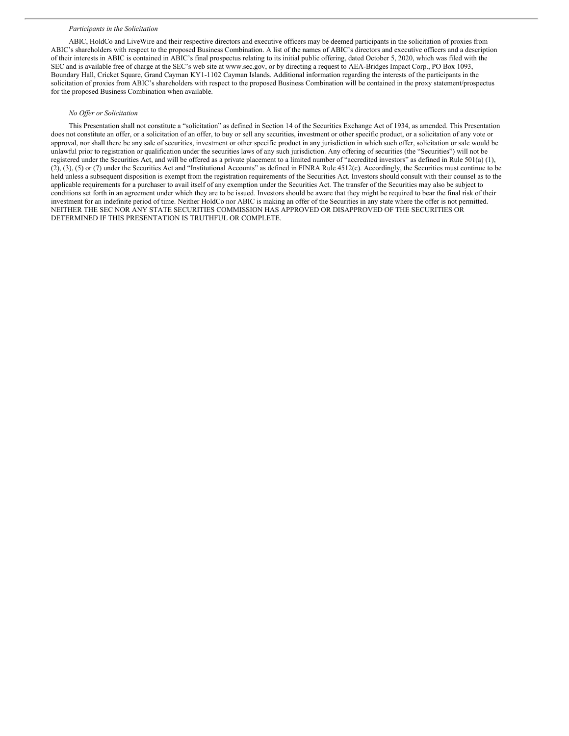*Participants in the Solicitation*

ABIC, HoldCo and LiveWire and their respective directors and executive officers may be deemed participants in the solicitation of proxies from ABIC's shareholders with respect to the proposed Business Combination. A list of the names of ABIC's directors and executive officers and a description of their interests in ABIC is contained in ABIC's final prospectus relating to its initial public offering, dated October 5, 2020, which was filed with the SEC and is available free of charge at the SEC's web site at www.sec.gov, or by directing a request to AEA-Bridges Impact Corp., PO Box 1093, Boundary Hall, Cricket Square, Grand Cayman KY1-1102 Cayman Islands. Additional information regarding the interests of the participants in the solicitation of proxies from ABIC's shareholders with respect to the proposed Business Combination will be contained in the proxy statement/prospectus for the proposed Business Combination when available.

*No Offer or Solicitation*

This Presentation shall not constitute a "solicitation" as defined in Section 14 of the Securities Exchange Act of 1934, as amended. This Presentation does not constitute an offer, or a solicitation of an offer, to buy or sell any securities, investment or other specific product, or a solicitation of any vote or approval, nor shall there be any sale of securities, investment or other specific product in any jurisdiction in which such offer, solicitation or sale would be unlawful prior to registration or qualification under the securities laws of any such jurisdiction. Any offering of securities (the "Securities") will not be registered under the Securities Act, and will be offered as a private placement to a limited number of "accredited investors" as defined in Rule 501(a) (1), (2), (3), (5) or (7) under the Securities Act and "Institutional Accounts" as defined in FINRA Rule 4512(c). Accordingly, the Securities must continue to be held unless a subsequent disposition is exempt from the registration requirements of the Securities Act. Investors should consult with their counsel as to the applicable requirements for a purchaser to avail itself of any exemption under the Securities Act. The transfer of the Securities may also be subject to conditions set forth in an agreement under which they are to be issued. Investors should be aware that they might be required to bear the final risk of their investment for an indefinite period of time. Neither HoldCo nor ABIC is making an offer of the Securities in any state where the offer is not permitted. NEITHER THE SEC NOR ANY STATE SECURITIES COMMISSION HAS APPROVED OR DISAPPROVED OF THE SECURITIES OR DETERMINED IF THIS PRESENTATION IS TRUTHFUL OR COMPLETE.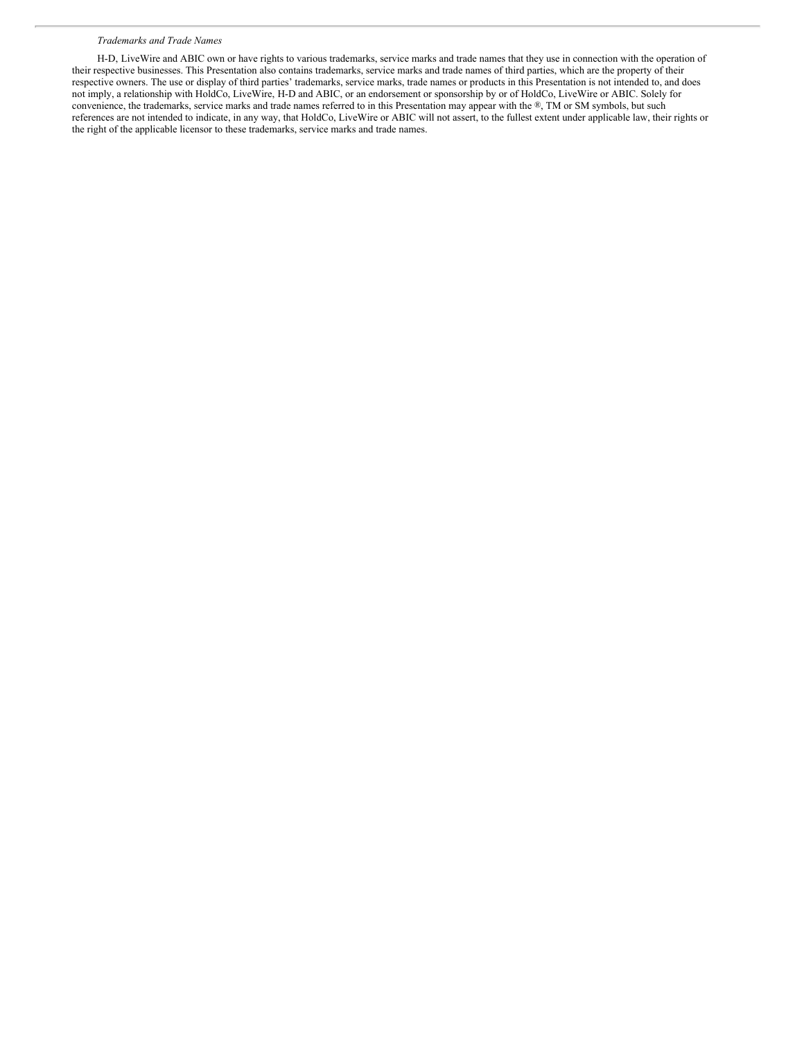*Trademarks and Trade Names*

H-D, LiveWire and ABIC own or have rights to various trademarks, service marks and trade names that they use in connection with the operation of their respective businesses. This Presentation also contains trademarks, service marks and trade names of third parties, which are the property of their respective owners. The use or display of third parties' trademarks, service marks, trade names or products in this Presentation is not intended to, and does not imply, a relationship with HoldCo, LiveWire, H-D and ABIC, or an endorsement or sponsorship by or of HoldCo, LiveWire or ABIC. Solely for convenience, the trademarks, service marks and trade names referred to in this Presentation may appear with the ®, TM or SM symbols, but such references are not intended to indicate, in any way, that HoldCo, LiveWire or ABIC will not assert, to the fullest extent under applicable law, their rights or the right of the applicable licensor to these trademarks, service marks and trade names.